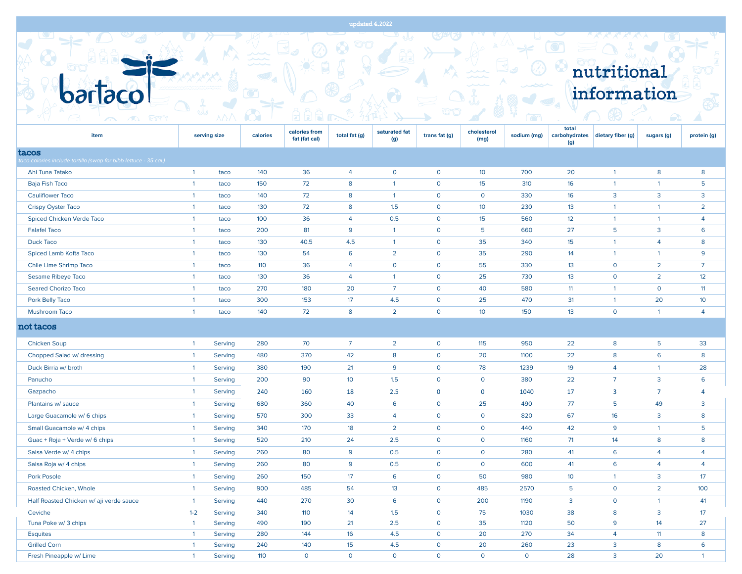updated 4.2022

# bartaco

## nutritional information

| item | serving size | | calories | calories from fat (fat cal) | total fat (g) | saturated fat (g) | trans fat (g) | cholesterol (mg) | sodium (mg) | total carbohydrates (g) | dietary fiber (g) | sugars (g) | protein (g) |
|---|---|---|---|---|---|---|---|---|---|---|---|---|---|
| **tacos** *taco calories include tortilla (swap for bibb lettuce - 35 cal.)* | | | | | | | | | | | | | |
| Ahi Tuna Tatako | 1 | taco | 140 | 36 | 4 | 0 | 0 | 10 | 700 | 20 | 1 | 8 | 8 |
| Baja Fish Taco | 1 | taco | 150 | 72 | 8 | 1 | 0 | 15 | 310 | 16 | 1 | 1 | 5 |
| Cauliflower Taco | 1 | taco | 140 | 72 | 8 | 1 | 0 | 0 | 330 | 16 | 3 | 3 | 3 |
| Crispy Oyster Taco | 1 | taco | 130 | 72 | 8 | 1.5 | 0 | 10 | 230 | 13 | 1 | 1 | 2 |
| Spiced Chicken Verde Taco | 1 | taco | 100 | 36 | 4 | 0.5 | 0 | 15 | 560 | 12 | 1 | 1 | 4 |
| Falafel Taco | 1 | taco | 200 | 81 | 9 | 1 | 0 | 5 | 660 | 27 | 5 | 3 | 6 |
| Duck Taco | 1 | taco | 130 | 40.5 | 4.5 | 1 | 0 | 35 | 340 | 15 | 1 | 4 | 8 |
| Spiced Lamb Kofta Taco | 1 | taco | 130 | 54 | 6 | 2 | 0 | 35 | 290 | 14 | 1 | 1 | 9 |
| Chile Lime Shrimp Taco | 1 | taco | 110 | 36 | 4 | 0 | 0 | 55 | 330 | 13 | 0 | 2 | 7 |
| Sesame Ribeye Taco | 1 | taco | 130 | 36 | 4 | 1 | 0 | 25 | 730 | 13 | 0 | 2 | 12 |
| Seared Chorizo Taco | 1 | taco | 270 | 180 | 20 | 7 | 0 | 40 | 580 | 11 | 1 | 0 | 11 |
| Pork Belly Taco | 1 | taco | 300 | 153 | 17 | 4.5 | 0 | 25 | 470 | 31 | 1 | 20 | 10 |
| Mushroom Taco | 1 | taco | 140 | 72 | 8 | 2 | 0 | 10 | 150 | 13 | 0 | 1 | 4 |
| **not tacos** | | | | | | | | | | | | | |
| Chicken Soup | 1 | Serving | 280 | 70 | 7 | 2 | 0 | 115 | 950 | 22 | 8 | 5 | 33 |
| Chopped Salad w/ dressing | 1 | Serving | 480 | 370 | 42 | 8 | 0 | 20 | 1100 | 22 | 8 | 6 | 8 |
| Duck Birria w/ broth | 1 | Serving | 380 | 190 | 21 | 9 | 0 | 78 | 1239 | 19 | 4 | 1 | 28 |
| Panucho | 1 | Serving | 200 | 90 | 10 | 1.5 | 0 | 0 | 380 | 22 | 7 | 3 | 6 |
| Gazpacho | 1 | Serving | 240 | 160 | 18 | 2.5 | 0 | 0 | 1040 | 17 | 3 | 7 | 4 |
| Plantains w/ sauce | 1 | Serving | 680 | 360 | 40 | 6 | 0 | 25 | 490 | 77 | 5 | 49 | 3 |
| Large Guacamole w/ 6 chips | 1 | Serving | 570 | 300 | 33 | 4 | 0 | 0 | 820 | 67 | 16 | 3 | 8 |
| Small Guacamole w/ 4 chips | 1 | Serving | 340 | 170 | 18 | 2 | 0 | 0 | 440 | 42 | 9 | 1 | 5 |
| Guac + Roja + Verde w/ 6 chips | 1 | Serving | 520 | 210 | 24 | 2.5 | 0 | 0 | 1160 | 71 | 14 | 8 | 8 |
| Salsa Verde w/ 4 chips | 1 | Serving | 260 | 80 | 9 | 0.5 | 0 | 0 | 280 | 41 | 6 | 4 | 4 |
| Salsa Roja w/ 4 chips | 1 | Serving | 260 | 80 | 9 | 0.5 | 0 | 0 | 600 | 41 | 6 | 4 | 4 |
| Pork Posole | 1 | Serving | 260 | 150 | 17 | 6 | 0 | 50 | 980 | 10 | 1 | 3 | 17 |
| Roasted Chicken, Whole | 1 | Serving | 900 | 485 | 54 | 13 | 0 | 485 | 2570 | 5 | 0 | 2 | 100 |
| Half Roasted Chicken w/ aji verde sauce | 1 | Serving | 440 | 270 | 30 | 6 | 0 | 200 | 1190 | 3 | 0 | 1 | 41 |
| Ceviche | 1-2 | Serving | 340 | 110 | 14 | 1.5 | 0 | 75 | 1030 | 38 | 8 | 3 | 17 |
| Tuna Poke w/ 3 chips | 1 | Serving | 490 | 190 | 21 | 2.5 | 0 | 35 | 1120 | 50 | 9 | 14 | 27 |
| Esquites | 1 | Serving | 280 | 144 | 16 | 4.5 | 0 | 20 | 270 | 34 | 4 | 11 | 8 |
| Grilled Corn | 1 | Serving | 240 | 140 | 15 | 4.5 | 0 | 20 | 260 | 23 | 3 | 8 | 6 |
| Fresh Pineapple w/ Lime | 1 | Serving | 110 | 0 | 0 | 0 | 0 | 0 | 0 | 28 | 3 | 20 | 1 |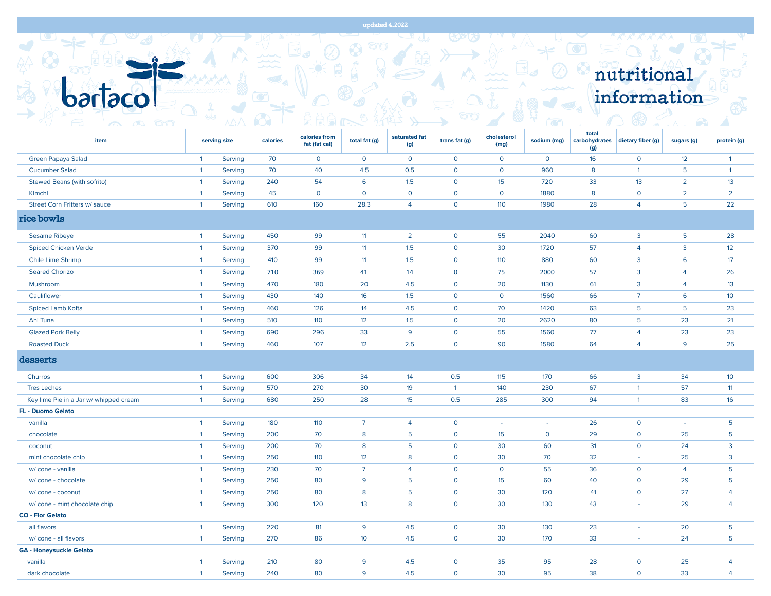updated 4.2022

# bartaco

## nutritional information

| item | serving size | | calories | calories from fat (fat cal) | total fat (g) | saturated fat (g) | trans fat (g) | cholesterol (mg) | sodium (mg) | total carbohydrates (g) | dietary fiber (g) | sugars (g) | protein (g) |
|---|---|---|---|---|---|---|---|---|---|---|---|---|---|
| Green Papaya Salad | 1 | Serving | 70 | 0 | 0 | 0 | 0 | 0 | 0 | 16 | 0 | 12 | 1 |
| Cucumber Salad | 1 | Serving | 70 | 40 | 4.5 | 0.5 | 0 | 0 | 960 | 8 | 1 | 5 | 1 |
| Stewed Beans (with sofrito) | 1 | Serving | 240 | 54 | 6 | 1.5 | 0 | 15 | 720 | 33 | 13 | 2 | 13 |
| Kimchi | 1 | Serving | 45 | 0 | 0 | 0 | 0 | 0 | 1880 | 8 | 0 | 2 | 2 |
| Street Corn Fritters w/ sauce | 1 | Serving | 610 | 160 | 28.3 | 4 | 0 | 110 | 1980 | 28 | 4 | 5 | 22 |
| **rice bowls** | | | | | | | | | | | | | |
| Sesame Ribeye | 1 | Serving | 450 | 99 | 11 | 2 | 0 | 55 | 2040 | 60 | 3 | 5 | 28 |
| Spiced Chicken Verde | 1 | Serving | 370 | 99 | 11 | 1.5 | 0 | 30 | 1720 | 57 | 4 | 3 | 12 |
| Chile Lime Shrimp | 1 | Serving | 410 | 99 | 11 | 1.5 | 0 | 110 | 880 | 60 | 3 | 6 | 17 |
| Seared Chorizo | 1 | Serving | 710 | 369 | 41 | 14 | 0 | 75 | 2000 | 57 | 3 | 4 | 26 |
| Mushroom | 1 | Serving | 470 | 180 | 20 | 4.5 | 0 | 20 | 1130 | 61 | 3 | 4 | 13 |
| Cauliflower | 1 | Serving | 430 | 140 | 16 | 1.5 | 0 | 0 | 1560 | 66 | 7 | 6 | 10 |
| Spiced Lamb Kofta | 1 | Serving | 460 | 126 | 14 | 4.5 | 0 | 70 | 1420 | 63 | 5 | 5 | 23 |
| Ahi Tuna | 1 | Serving | 510 | 110 | 12 | 1.5 | 0 | 20 | 2620 | 80 | 5 | 23 | 21 |
| Glazed Pork Belly | 1 | Serving | 690 | 296 | 33 | 9 | 0 | 55 | 1560 | 77 | 4 | 23 | 23 |
| Roasted Duck | 1 | Serving | 460 | 107 | 12 | 2.5 | 0 | 90 | 1580 | 64 | 4 | 9 | 25 |
| **desserts** | | | | | | | | | | | | | |
| Churros | 1 | Serving | 600 | 306 | 34 | 14 | 0.5 | 115 | 170 | 66 | 3 | 34 | 10 |
| Tres Leches | 1 | Serving | 570 | 270 | 30 | 19 | 1 | 140 | 230 | 67 | 1 | 57 | 11 |
| Key lime Pie in a Jar w/ whipped cream | 1 | Serving | 680 | 250 | 28 | 15 | 0.5 | 285 | 300 | 94 | 1 | 83 | 16 |
| **FL - Duomo Gelato** | | | | | | | | | | | | | |
| vanilla | 1 | Serving | 180 | 110 | 7 | 4 | 0 | - | - | 26 | 0 | - | 5 |
| chocolate | 1 | Serving | 200 | 70 | 8 | 5 | 0 | 15 | 0 | 29 | 0 | 25 | 5 |
| coconut | 1 | Serving | 200 | 70 | 8 | 5 | 0 | 30 | 60 | 31 | 0 | 24 | 3 |
| mint chocolate chip | 1 | Serving | 250 | 110 | 12 | 8 | 0 | 30 | 70 | 32 | - | 25 | 3 |
| w/ cone - vanilla | 1 | Serving | 230 | 70 | 7 | 4 | 0 | 0 | 55 | 36 | 0 | 4 | 5 |
| w/ cone - chocolate | 1 | Serving | 250 | 80 | 9 | 5 | 0 | 15 | 60 | 40 | 0 | 29 | 5 |
| w/ cone - coconut | 1 | Serving | 250 | 80 | 8 | 5 | 0 | 30 | 120 | 41 | 0 | 27 | 4 |
| w/ cone - mint chocolate chip | 1 | Serving | 300 | 120 | 13 | 8 | 0 | 30 | 130 | 43 | - | 29 | 4 |
| **CO - Fior Gelato** | | | | | | | | | | | | | |
| all flavors | 1 | Serving | 220 | 81 | 9 | 4.5 | 0 | 30 | 130 | 23 | - | 20 | 5 |
| w/ cone - all flavors | 1 | Serving | 270 | 86 | 10 | 4.5 | 0 | 30 | 170 | 33 | - | 24 | 5 |
| **GA - Honeysuckle Gelato** | | | | | | | | | | | | | |
| vanilla | 1 | Serving | 210 | 80 | 9 | 4.5 | 0 | 35 | 95 | 28 | 0 | 25 | 4 |
| dark chocolate | 1 | Serving | 240 | 80 | 9 | 4.5 | 0 | 30 | 95 | 38 | 0 | 33 | 4 |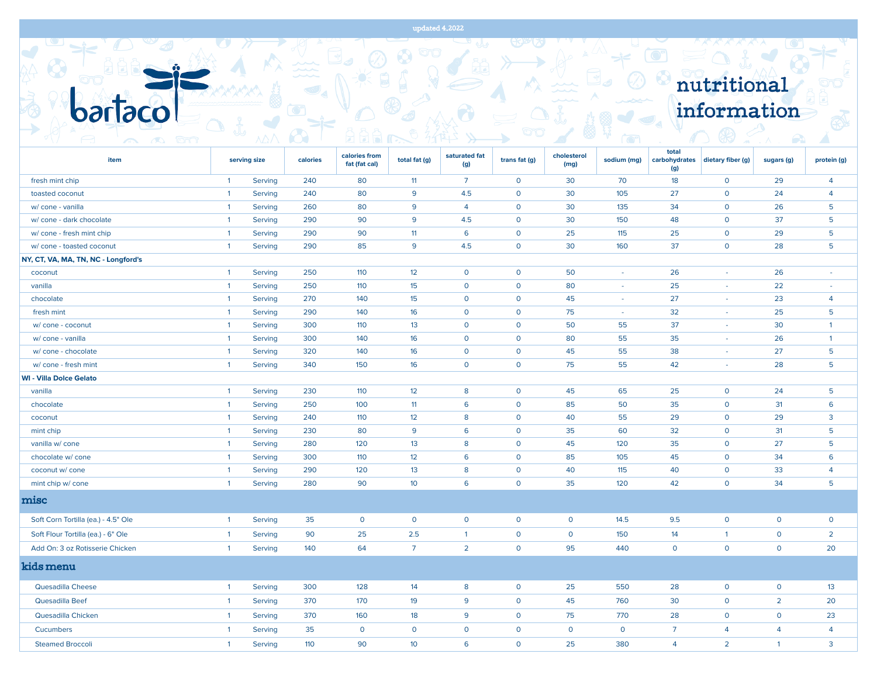updated 4.2022

# bartaco

# nutritional information

| item | serving size | | calories | calories from fat (fat cal) | total fat (g) | saturated fat (g) | trans fat (g) | cholesterol (mg) | sodium (mg) | total carbohydrates (g) | dietary fiber (g) | sugars (g) | protein (g) |
|---|---|---|---|---|---|---|---|---|---|---|---|---|---|
| fresh mint chip | 1 | Serving | 240 | 80 | 11 | 7 | 0 | 30 | 70 | 18 | 0 | 29 | 4 |
| toasted coconut | 1 | Serving | 240 | 80 | 9 | 4.5 | 0 | 30 | 105 | 27 | 0 | 24 | 4 |
| w/ cone - vanilla | 1 | Serving | 260 | 80 | 9 | 4 | 0 | 30 | 135 | 34 | 0 | 26 | 5 |
| w/ cone - dark chocolate | 1 | Serving | 290 | 90 | 9 | 4.5 | 0 | 30 | 150 | 48 | 0 | 37 | 5 |
| w/ cone - fresh mint chip | 1 | Serving | 290 | 90 | 11 | 6 | 0 | 25 | 115 | 25 | 0 | 29 | 5 |
| w/ cone - toasted coconut | 1 | Serving | 290 | 85 | 9 | 4.5 | 0 | 30 | 160 | 37 | 0 | 28 | 5 |
| **NY, CT, VA, MA, TN, NC - Longford's** | | | | | | | | | | | | | |
| coconut | 1 | Serving | 250 | 110 | 12 | 0 | 0 | 50 | - | 26 | - | 26 | - |
| vanilla | 1 | Serving | 250 | 110 | 15 | 0 | 0 | 80 | - | 25 | - | 22 | - |
| chocolate | 1 | Serving | 270 | 140 | 15 | 0 | 0 | 45 | - | 27 | - | 23 | 4 |
| fresh mint | 1 | Serving | 290 | 140 | 16 | 0 | 0 | 75 | - | 32 | - | 25 | 5 |
| w/ cone - coconut | 1 | Serving | 300 | 110 | 13 | 0 | 0 | 50 | 55 | 37 | - | 30 | 1 |
| w/ cone - vanilla | 1 | Serving | 300 | 140 | 16 | 0 | 0 | 80 | 55 | 35 | - | 26 | 1 |
| w/ cone - chocolate | 1 | Serving | 320 | 140 | 16 | 0 | 0 | 45 | 55 | 38 | - | 27 | 5 |
| w/ cone - fresh mint | 1 | Serving | 340 | 150 | 16 | 0 | 0 | 75 | 55 | 42 | - | 28 | 5 |
| **WI - Villa Dolce Gelato** | | | | | | | | | | | | | |
| vanilla | 1 | Serving | 230 | 110 | 12 | 8 | 0 | 45 | 65 | 25 | 0 | 24 | 5 |
| chocolate | 1 | Serving | 250 | 100 | 11 | 6 | 0 | 85 | 50 | 35 | 0 | 31 | 6 |
| coconut | 1 | Serving | 240 | 110 | 12 | 8 | 0 | 40 | 55 | 29 | 0 | 29 | 3 |
| mint chip | 1 | Serving | 230 | 80 | 9 | 6 | 0 | 35 | 60 | 32 | 0 | 31 | 5 |
| vanilla w/ cone | 1 | Serving | 280 | 120 | 13 | 8 | 0 | 45 | 120 | 35 | 0 | 27 | 5 |
| chocolate w/ cone | 1 | Serving | 300 | 110 | 12 | 6 | 0 | 85 | 105 | 45 | 0 | 34 | 6 |
| coconut w/ cone | 1 | Serving | 290 | 120 | 13 | 8 | 0 | 40 | 115 | 40 | 0 | 33 | 4 |
| mint chip w/ cone | 1 | Serving | 280 | 90 | 10 | 6 | 0 | 35 | 120 | 42 | 0 | 34 | 5 |
| **misc** | | | | | | | | | | | | | |
| Soft Corn Tortilla (ea.) - 4.5" Ole | 1 | Serving | 35 | 0 | 0 | 0 | 0 | 0 | 14.5 | 9.5 | 0 | 0 | 0 |
| Soft Flour Tortilla (ea.) - 6" Ole | 1 | Serving | 90 | 25 | 2.5 | 1 | 0 | 0 | 150 | 14 | 1 | 0 | 2 |
| Add On: 3 oz Rotisserie Chicken | 1 | Serving | 140 | 64 | 7 | 2 | 0 | 95 | 440 | 0 | 0 | 0 | 20 |
| **kids menu** | | | | | | | | | | | | | |
| Quesadilla Cheese | 1 | Serving | 300 | 128 | 14 | 8 | 0 | 25 | 550 | 28 | 0 | 0 | 13 |
| Quesadilla Beef | 1 | Serving | 370 | 170 | 19 | 9 | 0 | 45 | 760 | 30 | 0 | 2 | 20 |
| Quesadilla Chicken | 1 | Serving | 370 | 160 | 18 | 9 | 0 | 75 | 770 | 28 | 0 | 0 | 23 |
| Cucumbers | 1 | Serving | 35 | 0 | 0 | 0 | 0 | 0 | 0 | 7 | 4 | 4 | 4 |
| Steamed Broccoli | 1 | Serving | 110 | 90 | 10 | 6 | 0 | 25 | 380 | 4 | 2 | 1 | 3 |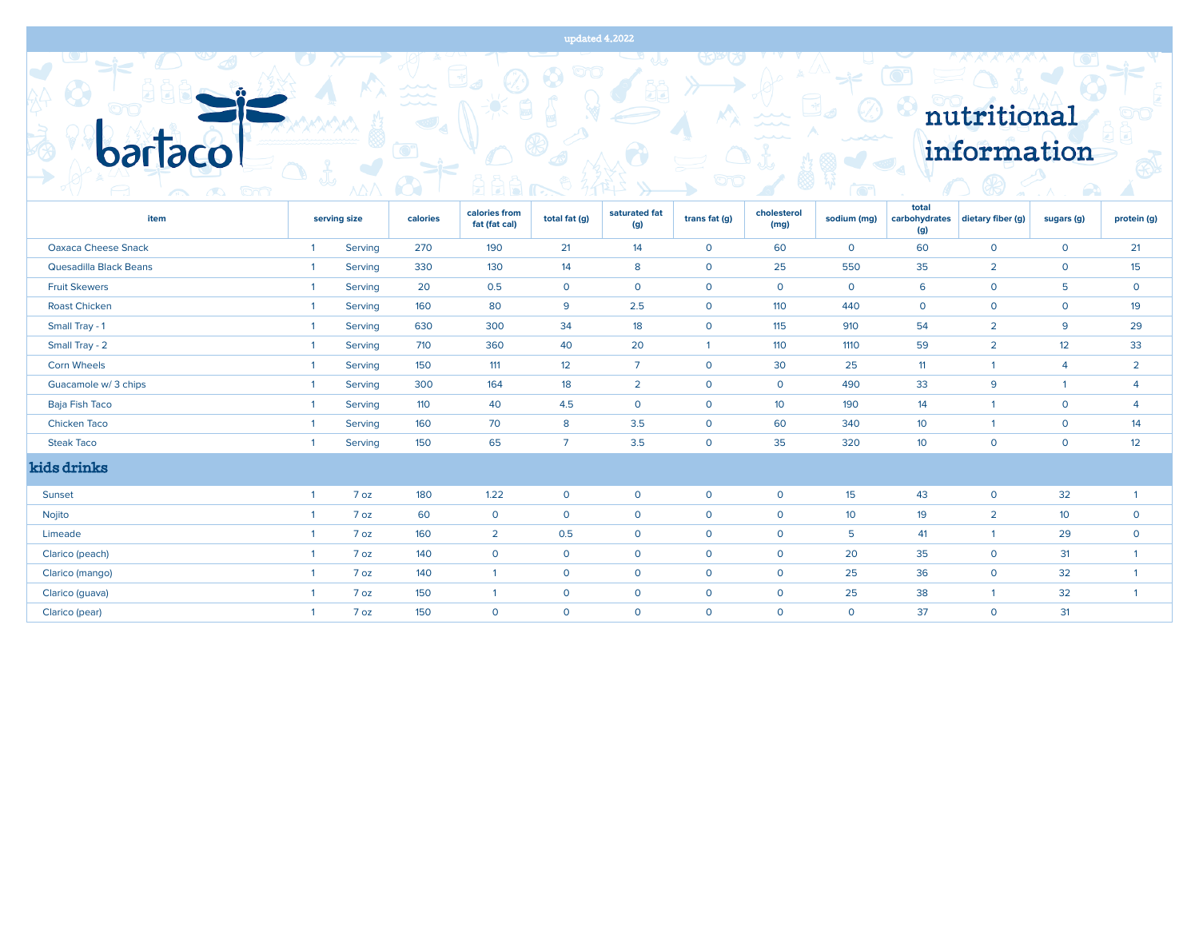updated 4.2022

bartaco

# nutritional information

| item | serving size | | calories | calories from fat (fat cal) | total fat (g) | saturated fat (g) | trans fat (g) | cholesterol (mg) | sodium (mg) | total carbohydrates (g) | dietary fiber (g) | sugars (g) | protein (g) |
|---|---|---|---|---|---|---|---|---|---|---|---|---|---|
| Oaxaca Cheese Snack | 1 | Serving | 270 | 190 | 21 | 14 | 0 | 60 | 0 | 60 | 0 | 0 | 21 |
| Quesadilla Black Beans | 1 | Serving | 330 | 130 | 14 | 8 | 0 | 25 | 550 | 35 | 2 | 0 | 15 |
| Fruit Skewers | 1 | Serving | 20 | 0.5 | 0 | 0 | 0 | 0 | 0 | 6 | 0 | 5 | 0 |
| Roast Chicken | 1 | Serving | 160 | 80 | 9 | 2.5 | 0 | 110 | 440 | 0 | 0 | 0 | 19 |
| Small Tray - 1 | 1 | Serving | 630 | 300 | 34 | 18 | 0 | 115 | 910 | 54 | 2 | 9 | 29 |
| Small Tray - 2 | 1 | Serving | 710 | 360 | 40 | 20 | 1 | 110 | 1110 | 59 | 2 | 12 | 33 |
| Corn Wheels | 1 | Serving | 150 | 111 | 12 | 7 | 0 | 30 | 25 | 11 | 1 | 4 | 2 |
| Guacamole w/ 3 chips | 1 | Serving | 300 | 164 | 18 | 2 | 0 | 0 | 490 | 33 | 9 | 1 | 4 |
| Baja Fish Taco | 1 | Serving | 110 | 40 | 4.5 | 0 | 0 | 10 | 190 | 14 | 1 | 0 | 4 |
| Chicken Taco | 1 | Serving | 160 | 70 | 8 | 3.5 | 0 | 60 | 340 | 10 | 1 | 0 | 14 |
| Steak Taco | 1 | Serving | 150 | 65 | 7 | 3.5 | 0 | 35 | 320 | 10 | 0 | 0 | 12 |
| **kids drinks** | | | | | | | | | | | | | |
| Sunset | 1 | 7 oz | 180 | 1.22 | 0 | 0 | 0 | 0 | 15 | 43 | 0 | 32 | 1 |
| Nojito | 1 | 7 oz | 60 | 0 | 0 | 0 | 0 | 0 | 10 | 19 | 2 | 10 | 0 |
| Limeade | 1 | 7 oz | 160 | 2 | 0.5 | 0 | 0 | 0 | 5 | 41 | 1 | 29 | 0 |
| Clarico (peach) | 1 | 7 oz | 140 | 0 | 0 | 0 | 0 | 0 | 20 | 35 | 0 | 31 | 1 |
| Clarico (mango) | 1 | 7 oz | 140 | 1 | 0 | 0 | 0 | 0 | 25 | 36 | 0 | 32 | 1 |
| Clarico (guava) | 1 | 7 oz | 150 | 1 | 0 | 0 | 0 | 0 | 25 | 38 | 1 | 32 | 1 |
| Clarico (pear) | 1 | 7 oz | 150 | 0 | 0 | 0 | 0 | 0 | 0 | 37 | 0 | 31 | |